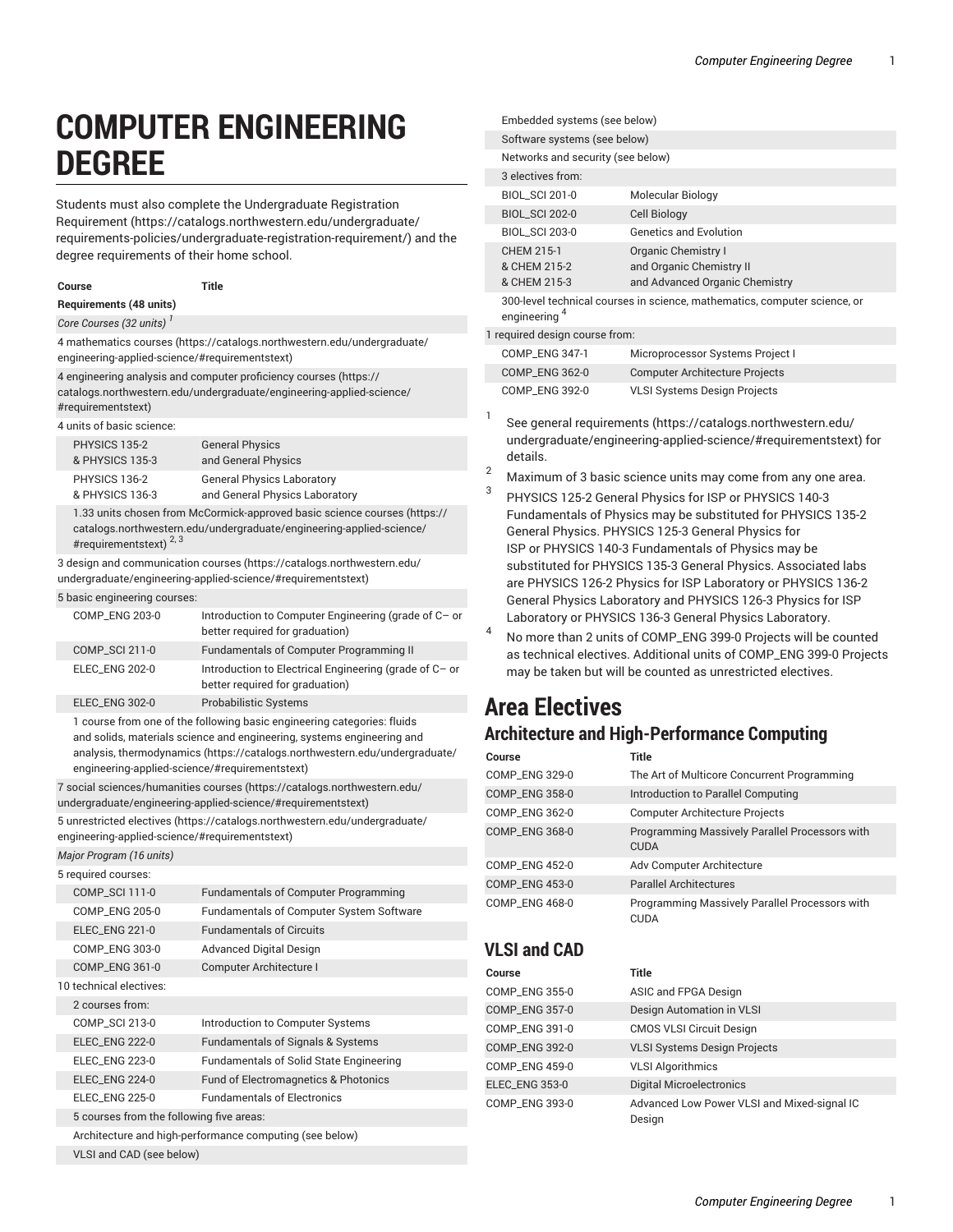# COMPUTER ENGINEERING DEGREE

Students must also complete the Undergraduate Registration Requirement (https://catalogs.northwestern.edu/undergraduate/requirements-policies/undergraduate-registration-requirement/) and the degree requirements of their home school.

| Course | Title |
| --- | --- |
| **Requirements (48 units)** | |
| *Core Courses (32 units)* [1] | |
| 4 mathematics courses (https://catalogs.northwestern.edu/undergraduate/engineering-applied-science/#requirementstext) | |
| 4 engineering analysis and computer proficiency courses (https://catalogs.northwestern.edu/undergraduate/engineering-applied-science/#requirementstext) | |
| 4 units of basic science: | |
| PHYSICS 135-2 & PHYSICS 135-3 | General Physics and General Physics |
| PHYSICS 136-2 & PHYSICS 136-3 | General Physics Laboratory and General Physics Laboratory |
| 1.33 units chosen from McCormick-approved basic science courses (https://catalogs.northwestern.edu/undergraduate/engineering-applied-science/#requirementstext) [2, 3] | |
| 3 design and communication courses (https://catalogs.northwestern.edu/undergraduate/engineering-applied-science/#requirementstext) | |
| 5 basic engineering courses: | |
| COMP_ENG 203-0 | Introduction to Computer Engineering (grade of C– or better required for graduation) |
| COMP_SCI 211-0 | Fundamentals of Computer Programming II |
| ELEC_ENG 202-0 | Introduction to Electrical Engineering (grade of C– or better required for graduation) |
| ELEC_ENG 302-0 | Probabilistic Systems |
| 1 course from one of the following basic engineering categories: fluids and solids, materials science and engineering, systems engineering and analysis, thermodynamics (https://catalogs.northwestern.edu/undergraduate/engineering-applied-science/#requirementstext) | |
| 7 social sciences/humanities courses (https://catalogs.northwestern.edu/undergraduate/engineering-applied-science/#requirementstext) | |
| 5 unrestricted electives (https://catalogs.northwestern.edu/undergraduate/engineering-applied-science/#requirementstext) | |
| *Major Program (16 units)* | |
| 5 required courses: | |
| COMP_SCI 111-0 | Fundamentals of Computer Programming |
| COMP_ENG 205-0 | Fundamentals of Computer System Software |
| ELEC_ENG 221-0 | Fundamentals of Circuits |
| COMP_ENG 303-0 | Advanced Digital Design |
| COMP_ENG 361-0 | Computer Architecture I |
| 10 technical electives: | |
| 2 courses from: | |
| COMP_SCI 213-0 | Introduction to Computer Systems |
| ELEC_ENG 222-0 | Fundamentals of Signals & Systems |
| ELEC_ENG 223-0 | Fundamentals of Solid State Engineering |
| ELEC_ENG 224-0 | Fund of Electromagnetics & Photonics |
| ELEC_ENG 225-0 | Fundamentals of Electronics |
| 5 courses from the following five areas: | |
| Architecture and high-performance computing (see below) | |
| VLSI and CAD (see below) | |
| Embedded systems (see below) | |
| Software systems (see below) | |
| Networks and security (see below) | |
| 3 electives from: | |
| BIOL_SCI 201-0 | Molecular Biology |
| BIOL_SCI 202-0 | Cell Biology |
| BIOL_SCI 203-0 | Genetics and Evolution |
| CHEM 215-1 & CHEM 215-2 & CHEM 215-3 | Organic Chemistry I and Organic Chemistry II and Advanced Organic Chemistry |
| 300-level technical courses in science, mathematics, computer science, or engineering [4] | |
| 1 required design course from: | |
| COMP_ENG 347-1 | Microprocessor Systems Project I |
| COMP_ENG 362-0 | Computer Architecture Projects |
| COMP_ENG 392-0 | VLSI Systems Design Projects |

1. See general requirements (https://catalogs.northwestern.edu/undergraduate/engineering-applied-science/#requirementstext) for details.
2. Maximum of 3 basic science units may come from any one area.
3. PHYSICS 125-2 General Physics for ISP or PHYSICS 140-3 Fundamentals of Physics may be substituted for PHYSICS 135-2 General Physics. PHYSICS 125-3 General Physics for ISP or PHYSICS 140-3 Fundamentals of Physics may be substituted for PHYSICS 135-3 General Physics. Associated labs are PHYSICS 126-2 Physics for ISP Laboratory or PHYSICS 136-2 General Physics Laboratory and PHYSICS 126-3 Physics for ISP Laboratory or PHYSICS 136-3 General Physics Laboratory.
4. No more than 2 units of COMP_ENG 399-0 Projects will be counted as technical electives. Additional units of COMP_ENG 399-0 Projects may be taken but will be counted as unrestricted electives.

## Area Electives

### Architecture and High-Performance Computing

| Course | Title |
| --- | --- |
| COMP_ENG 329-0 | The Art of Multicore Concurrent Programming |
| COMP_ENG 358-0 | Introduction to Parallel Computing |
| COMP_ENG 362-0 | Computer Architecture Projects |
| COMP_ENG 368-0 | Programming Massively Parallel Processors with CUDA |
| COMP_ENG 452-0 | Adv Computer Architecture |
| COMP_ENG 453-0 | Parallel Architectures |
| COMP_ENG 468-0 | Programming Massively Parallel Processors with CUDA |

### VLSI and CAD

| Course | Title |
| --- | --- |
| COMP_ENG 355-0 | ASIC and FPGA Design |
| COMP_ENG 357-0 | Design Automation in VLSI |
| COMP_ENG 391-0 | CMOS VLSI Circuit Design |
| COMP_ENG 392-0 | VLSI Systems Design Projects |
| COMP_ENG 459-0 | VLSI Algorithmics |
| ELEC_ENG 353-0 | Digital Microelectronics |
| COMP_ENG 393-0 | Advanced Low Power VLSI and Mixed-signal IC Design |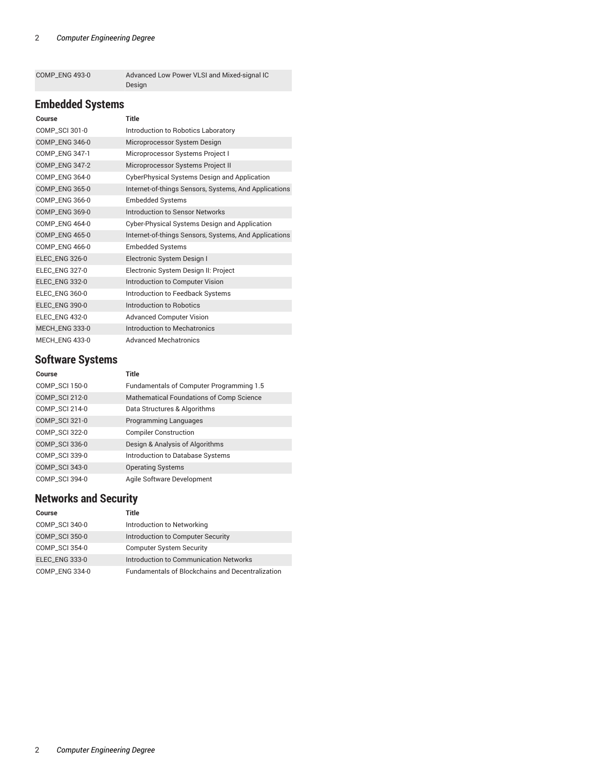| | |
|---|---|
| COMP_ENG 493-0 | Advanced Low Power VLSI and Mixed-signal IC Design |

## Embedded Systems

| Course | Title |
|---|---|
| COMP_SCI 301-0 | Introduction to Robotics Laboratory |
| COMP_ENG 346-0 | Microprocessor System Design |
| COMP_ENG 347-1 | Microprocessor Systems Project I |
| COMP_ENG 347-2 | Microprocessor Systems Project II |
| COMP_ENG 364-0 | CyberPhysical Systems Design and Application |
| COMP_ENG 365-0 | Internet-of-things Sensors, Systems, And Applications |
| COMP_ENG 366-0 | Embedded Systems |
| COMP_ENG 369-0 | Introduction to Sensor Networks |
| COMP_ENG 464-0 | Cyber-Physical Systems Design and Application |
| COMP_ENG 465-0 | Internet-of-things Sensors, Systems, And Applications |
| COMP_ENG 466-0 | Embedded Systems |
| ELEC_ENG 326-0 | Electronic System Design I |
| ELEC_ENG 327-0 | Electronic System Design II: Project |
| ELEC_ENG 332-0 | Introduction to Computer Vision |
| ELEC_ENG 360-0 | Introduction to Feedback Systems |
| ELEC_ENG 390-0 | Introduction to Robotics |
| ELEC_ENG 432-0 | Advanced Computer Vision |
| MECH_ENG 333-0 | Introduction to Mechatronics |
| MECH_ENG 433-0 | Advanced Mechatronics |

## Software Systems

| Course | Title |
|---|---|
| COMP_SCI 150-0 | Fundamentals of Computer Programming 1.5 |
| COMP_SCI 212-0 | Mathematical Foundations of Comp Science |
| COMP_SCI 214-0 | Data Structures & Algorithms |
| COMP_SCI 321-0 | Programming Languages |
| COMP_SCI 322-0 | Compiler Construction |
| COMP_SCI 336-0 | Design & Analysis of Algorithms |
| COMP_SCI 339-0 | Introduction to Database Systems |
| COMP_SCI 343-0 | Operating Systems |
| COMP_SCI 394-0 | Agile Software Development |

## Networks and Security

| Course | Title |
|---|---|
| COMP_SCI 340-0 | Introduction to Networking |
| COMP_SCI 350-0 | Introduction to Computer Security |
| COMP_SCI 354-0 | Computer System Security |
| ELEC_ENG 333-0 | Introduction to Communication Networks |
| COMP_ENG 334-0 | Fundamentals of Blockchains and Decentralization |